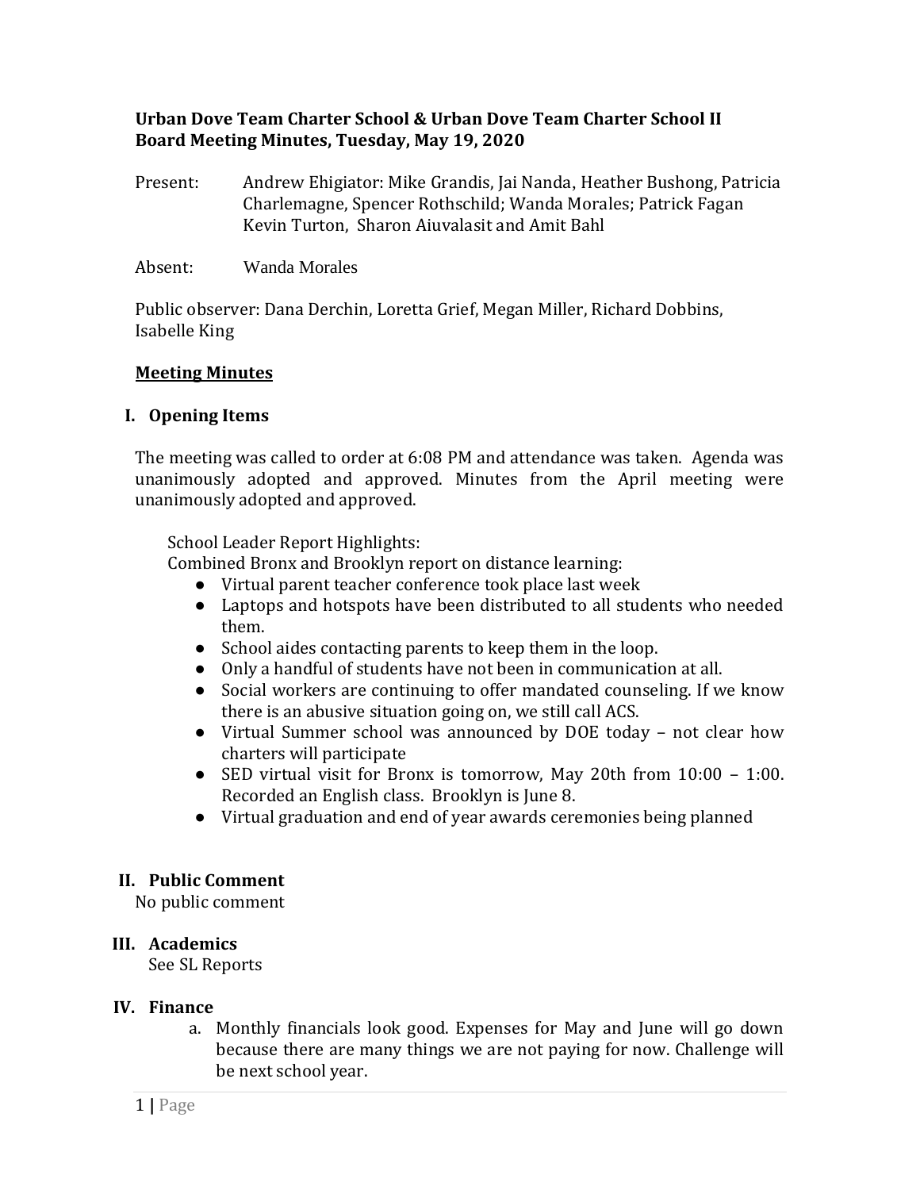**Urban Dove Team Charter School & Urban Dove Team Charter School II**
**Board Meeting Minutes, Tuesday, May 19, 2020**

Present: Andrew Ehigiator: Mike Grandis, Jai Nanda, Heather Bushong, Patricia Charlemagne, Spencer Rothschild; Wanda Morales; Patrick Fagan Kevin Turton, Sharon Aiuvalasit and Amit Bahl

Absent: Wanda Morales

Public observer: Dana Derchin, Loretta Grief, Megan Miller, Richard Dobbins, Isabelle King

**Meeting Minutes**

## I. Opening Items

The meeting was called to order at 6:08 PM and attendance was taken. Agenda was unanimously adopted and approved. Minutes from the April meeting were unanimously adopted and approved.

School Leader Report Highlights:
Combined Bronx and Brooklyn report on distance learning:

- Virtual parent teacher conference took place last week
- Laptops and hotspots have been distributed to all students who needed them.
- School aides contacting parents to keep them in the loop.
- Only a handful of students have not been in communication at all.
- Social workers are continuing to offer mandated counseling. If we know there is an abusive situation going on, we still call ACS.
- Virtual Summer school was announced by DOE today – not clear how charters will participate
- SED virtual visit for Bronx is tomorrow, May 20th from 10:00 – 1:00. Recorded an English class. Brooklyn is June 8.
- Virtual graduation and end of year awards ceremonies being planned

## II. Public Comment

No public comment

## III. Academics

See SL Reports

## IV. Finance

a. Monthly financials look good. Expenses for May and June will go down because there are many things we are not paying for now. Challenge will be next school year.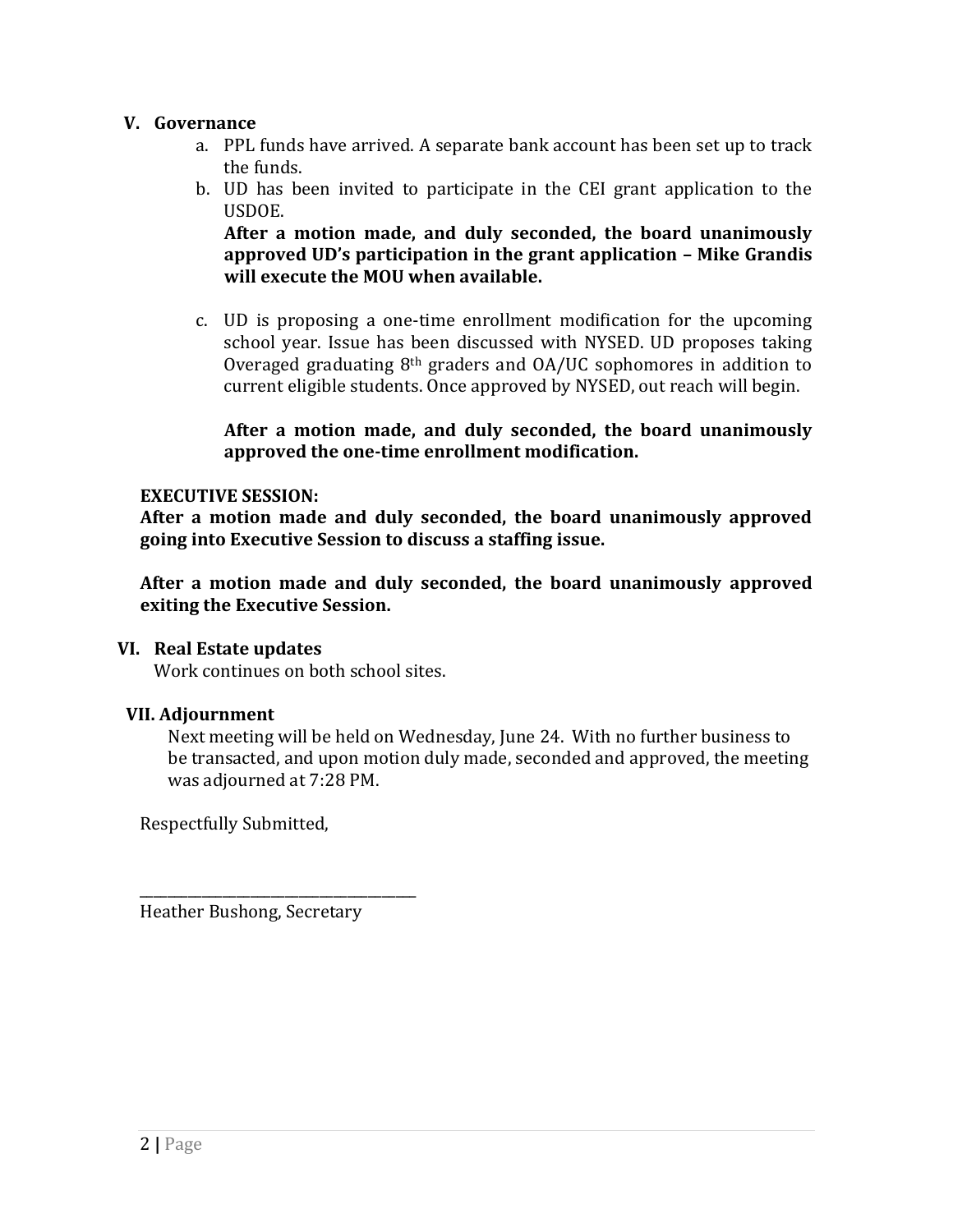## V. Governance

a. PPL funds have arrived. A separate bank account has been set up to track the funds.

b. UD has been invited to participate in the CEI grant application to the USDOE.

**After a motion made, and duly seconded, the board unanimously approved UD's participation in the grant application – Mike Grandis will execute the MOU when available.**

c. UD is proposing a one-time enrollment modification for the upcoming school year. Issue has been discussed with NYSED. UD proposes taking Overaged graduating 8th graders and OA/UC sophomores in addition to current eligible students. Once approved by NYSED, out reach will begin.

**After a motion made, and duly seconded, the board unanimously approved the one-time enrollment modification.**

**EXECUTIVE SESSION:**

**After a motion made and duly seconded, the board unanimously approved going into Executive Session to discuss a staffing issue.**

**After a motion made and duly seconded, the board unanimously approved exiting the Executive Session.**

## VI. Real Estate updates

Work continues on both school sites.

## VII. Adjournment

Next meeting will be held on Wednesday, June 24. With no further business to be transacted, and upon motion duly made, seconded and approved, the meeting was adjourned at 7:28 PM.

Respectfully Submitted,

\_\_\_\_\_\_\_\_\_\_\_\_\_\_\_\_\_\_\_\_\_\_\_\_\_\_\_\_\_\_\_\_\_\_\_\_\_\_

Heather Bushong, Secretary